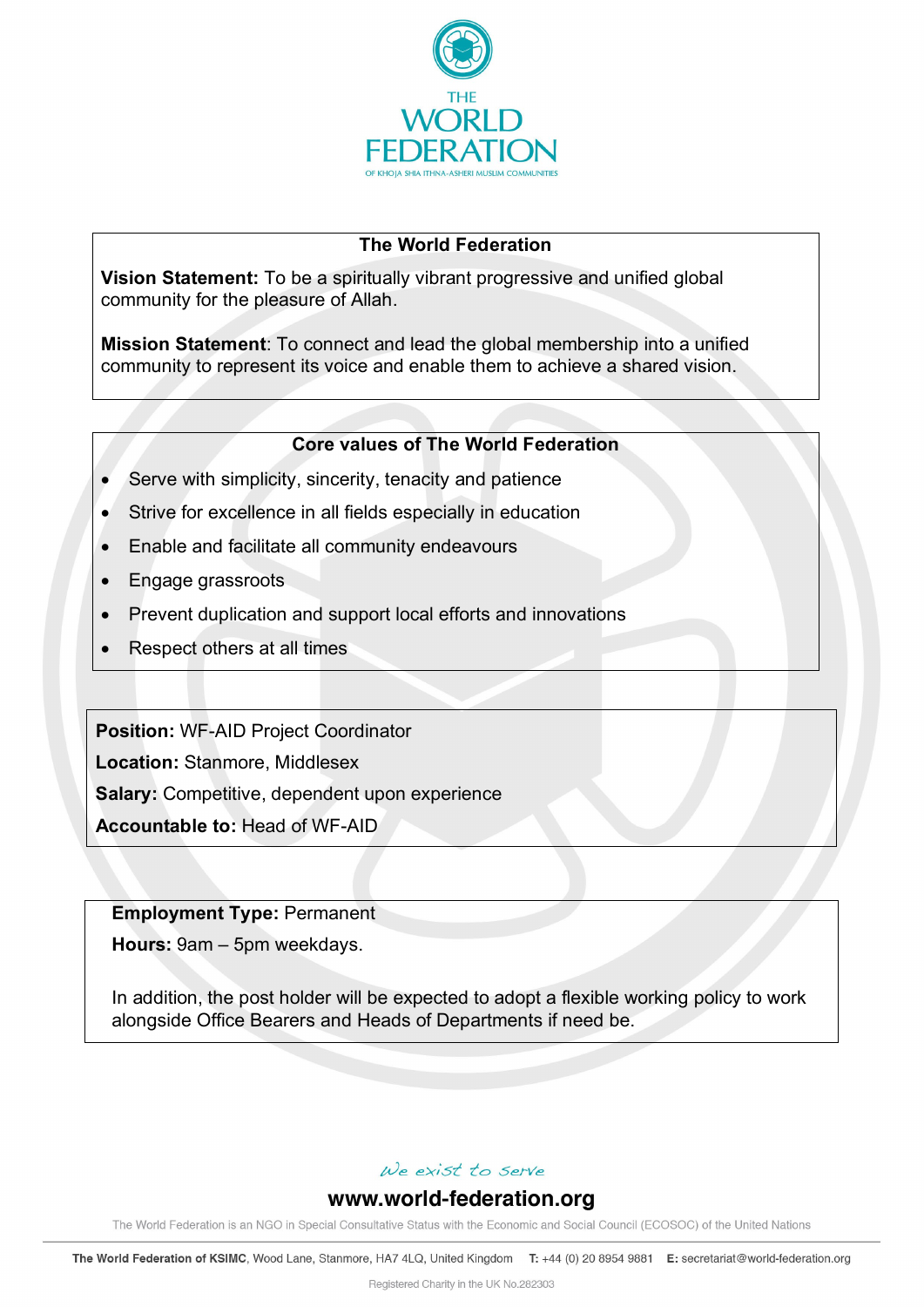## The World Federation

**Vision Statement:** To be a spiritually vibrant progressive and unified global community for the pleasure of Allah.

**Mission Statement**: To connect and lead the global membership into a unified community to represent its voice and enable them to achieve a shared vision.

## Core values of The World Federation

- Serve with simplicity, sincerity, tenacity and patience
- Strive for excellence in all fields especially in education
- Enable and facilitate all community endeavours
- Engage grassroots
- Prevent duplication and support local efforts and innovations
- Respect others at all times

**Position:** WF-AID Project Coordinator

**Location:** Stanmore, Middlesex

**Salary:** Competitive, dependent upon experience

**Accountable to:** Head of WF-AID

**Employment Type:** Permanent

**Hours:** 9am – 5pm weekdays.

In addition, the post holder will be expected to adopt a flexible working policy to work alongside Office Bearers and Heads of Departments if need be.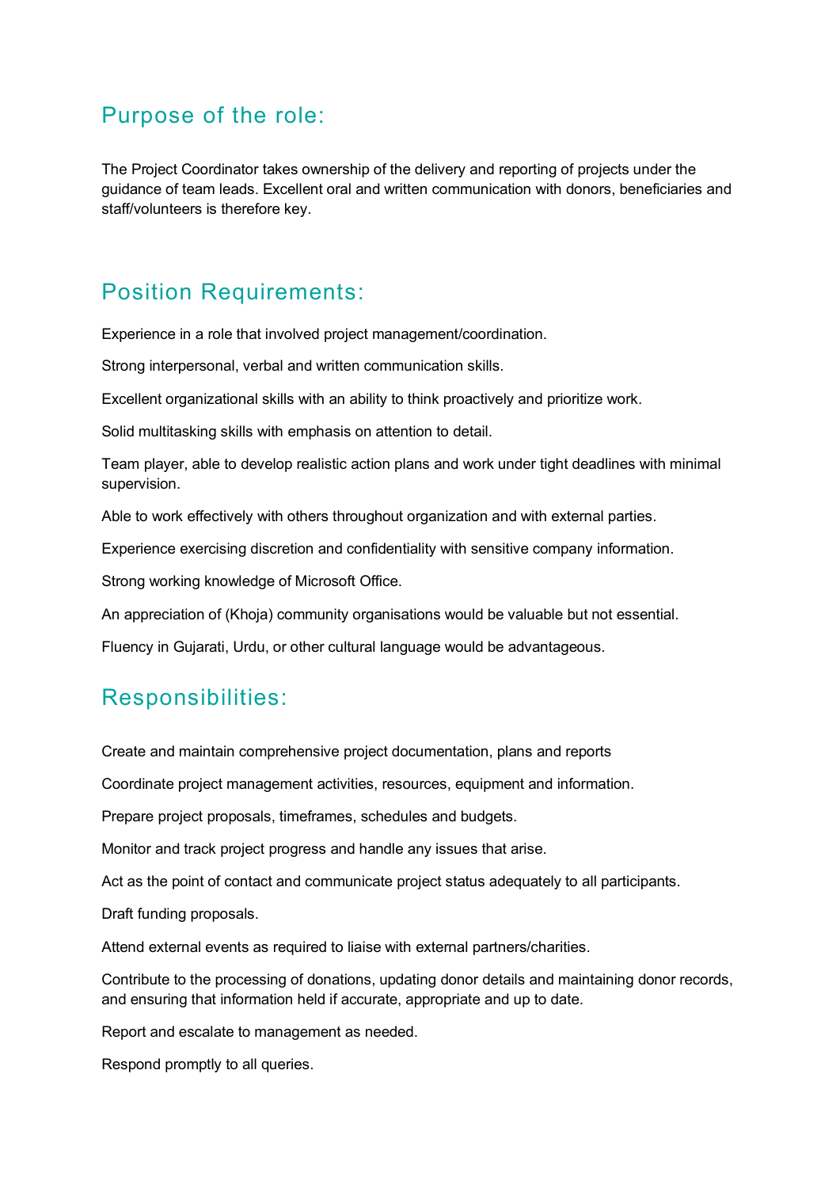## Purpose of the role:

The Project Coordinator takes ownership of the delivery and reporting of projects under the guidance of team leads. Excellent oral and written communication with donors, beneficiaries and staff/volunteers is therefore key.

## Position Requirements:

Experience in a role that involved project management/coordination.

Strong interpersonal, verbal and written communication skills.

Excellent organizational skills with an ability to think proactively and prioritize work.

Solid multitasking skills with emphasis on attention to detail.

Team player, able to develop realistic action plans and work under tight deadlines with minimal supervision.

Able to work effectively with others throughout organization and with external parties.

Experience exercising discretion and confidentiality with sensitive company information.

Strong working knowledge of Microsoft Office.

An appreciation of (Khoja) community organisations would be valuable but not essential.

Fluency in Gujarati, Urdu, or other cultural language would be advantageous.

## Responsibilities:

Create and maintain comprehensive project documentation, plans and reports

Coordinate project management activities, resources, equipment and information.

Prepare project proposals, timeframes, schedules and budgets.

Monitor and track project progress and handle any issues that arise.

Act as the point of contact and communicate project status adequately to all participants.

Draft funding proposals.

Attend external events as required to liaise with external partners/charities.

Contribute to the processing of donations, updating donor details and maintaining donor records, and ensuring that information held if accurate, appropriate and up to date.

Report and escalate to management as needed.

Respond promptly to all queries.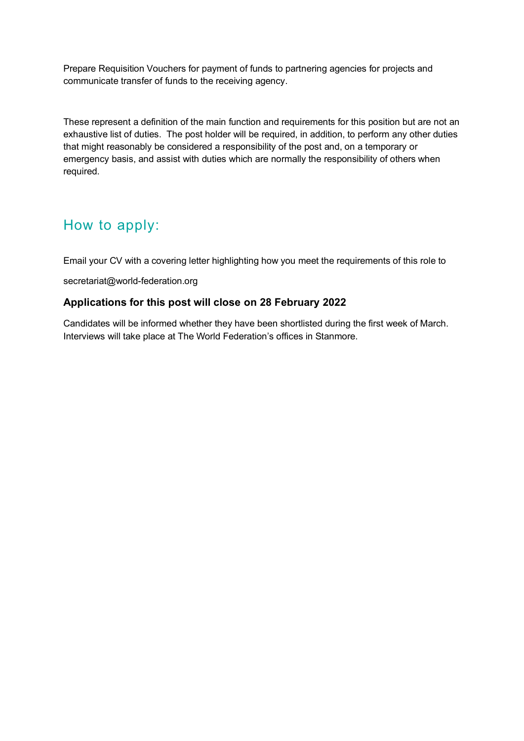Prepare Requisition Vouchers for payment of funds to partnering agencies for projects and communicate transfer of funds to the receiving agency.

These represent a definition of the main function and requirements for this position but are not an exhaustive list of duties. The post holder will be required, in addition, to perform any other duties that might reasonably be considered a responsibility of the post and, on a temporary or emergency basis, and assist with duties which are normally the responsibility of others when required.

## How to apply:

Email your CV with a covering letter highlighting how you meet the requirements of this role to

secretariat@world-federation.org

### Applications for this post will close on 28 February 2022

Candidates will be informed whether they have been shortlisted during the first week of March. Interviews will take place at The World Federation's offices in Stanmore.